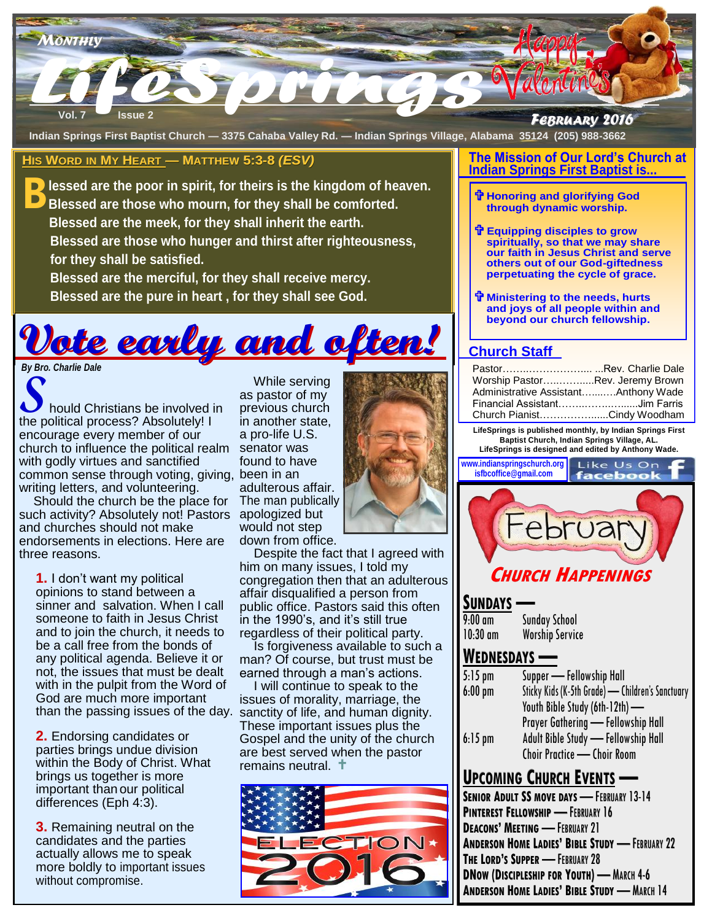# LifeSprings

Monthly

Vol. 7 Issue 2

Happy Valentine's

February 2016

Indian Springs First Baptist Church — 3375 Cahaba Valley Rd. — Indian Springs Village, Alabama 35124 (205) 988-3662

## His Word in My Heart — Matthew 5:3-8 *(ESV)*

**Blessed are the poor in spirit, for theirs is the kingdom of heaven.**
**Blessed are those who mourn, for they shall be comforted.**
**Blessed are the meek, for they shall inherit the earth.**
**Blessed are those who hunger and thirst after righteousness, for they shall be satisfied.**
**Blessed are the merciful, for they shall receive mercy.**
**Blessed are the pure in heart , for they shall see God.**

# Vote early and often!

***By Bro. Charlie Dale***

Should Christians be involved in the political process? Absolutely! I encourage every member of our church to influence the political realm with godly virtues and sanctified common sense through voting, giving, writing letters, and volunteering.

Should the church be the place for such activity? Absolutely not! Pastors and churches should not make endorsements in elections. Here are three reasons.

**1.** I don't want my political opinions to stand between a sinner and salvation. When I call someone to faith in Jesus Christ and to join the church, it needs to be a call free from the bonds of any political agenda. Believe it or not, the issues that must be dealt with in the pulpit from the Word of God are much more important than the passing issues of the day.

**2.** Endorsing candidates or parties brings undue division within the Body of Christ. What brings us together is more important than our political differences (Eph 4:3).

**3.** Remaining neutral on the candidates and the parties actually allows me to speak more boldly to important issues without compromise.

While serving as pastor of my previous church in another state, a pro-life U.S. senator was found to have been in an adulterous affair. The man publicly apologized but would not step down from office.

Despite the fact that I agreed with him on many issues, I told my congregation then that an adulterous affair disqualified a person from public office. Pastors said this often in the 1990's, and it's still true regardless of their political party.

Is forgiveness available to such a man? Of course, but trust must be earned through a man's actions.

I will continue to speak to the issues of morality, marriage, the sanctity of life, and human dignity. These important issues plus the Gospel and the unity of the church are best served when the pastor remains neutral. ✝

## The Mission of Our Lord's Church at Indian Springs First Baptist is...

- ✞ **Honoring and glorifying God through dynamic worship.**
- ✞ **Equipping disciples to grow spiritually, so that we may share our faith in Jesus Christ and serve others out of our God-giftedness perpetuating the cycle of grace.**
- ✞ **Ministering to the needs, hurts and joys of all people within and beyond our church fellowship.**

## Church Staff

| | |
|---|---|
| Pastor | Rev. Charlie Dale |
| Worship Pastor | Rev. Jeremy Brown |
| Administrative Assistant | Anthony Wade |
| Financial Assistant | Jim Farris |
| Church Pianist | Cindy Woodham |

**LifeSprings is published monthly, by Indian Springs First Baptist Church, Indian Springs Village, AL. LifeSprings is designed and edited by Anthony Wade.**

www.indianspringschurch.org
isfbcoffice@gmail.com

Like Us On facebook

## February Church Happenings

### Sundays —

| | |
|---|---|
| 9:00 am | Sunday School |
| 10:30 am | Worship Service |

### Wednesdays —

| | |
|---|---|
| 5:15 pm | Supper — Fellowship Hall |
| 6:00 pm | Sticky Kids (K-5th Grade) — Children's Sanctuary |
| | Youth Bible Study (6th-12th) — |
| | Prayer Gathering — Fellowship Hall |
| 6:15 pm | Adult Bible Study — Fellowship Hall |
| | Choir Practice — Choir Room |

### Upcoming Church Events —

**Senior Adult SS move days** — February 13-14
**Pinterest Fellowship** — February 16
**Deacons' Meeting** — February 21
**Anderson Home Ladies' Bible Study** — February 22
**The Lord's Supper** — February 28
**DNow (Discipleship for Youth)** — March 4-6
**Anderson Home Ladies' Bible Study** — March 14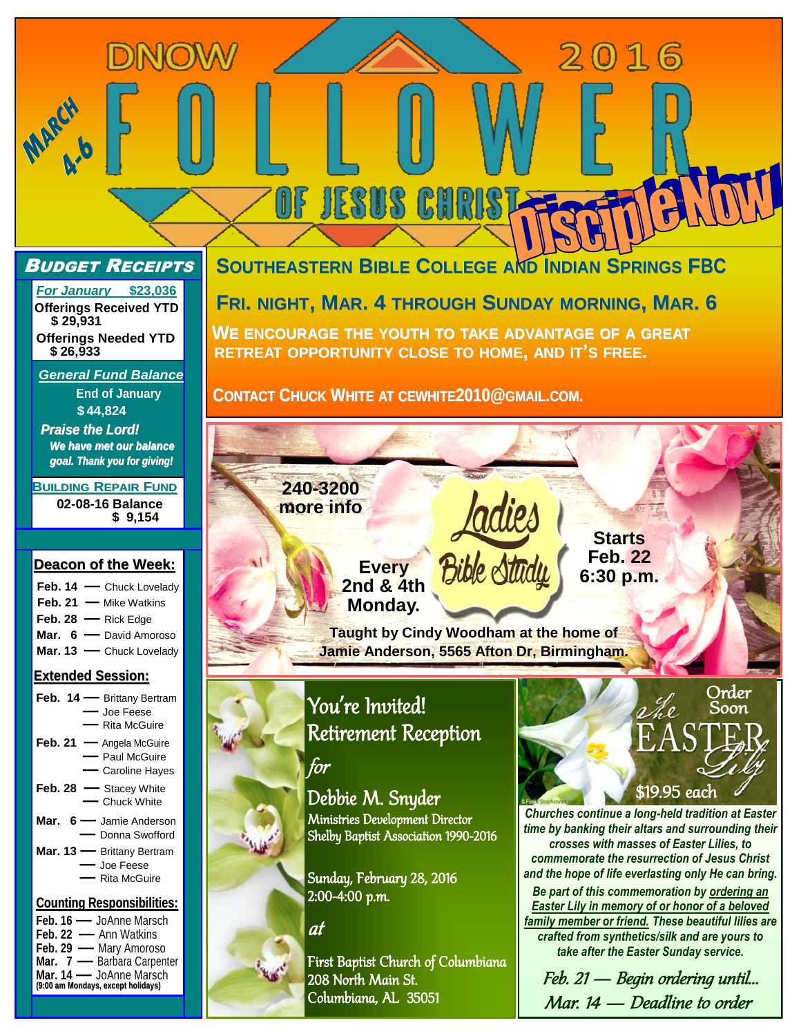# DNOW 2016

## MARCH 4-6

# FOLLOWER OF JESUS CHRIST

## Disciple Now

### SOUTHEASTERN BIBLE COLLEGE AND INDIAN SPRINGS FBC

### FRI. NIGHT, MAR. 4 THROUGH SUNDAY MORNING, MAR. 6

**WE ENCOURAGE THE YOUTH TO TAKE ADVANTAGE OF A GREAT RETREAT OPPORTUNITY CLOSE TO HOME, AND IT'S FREE.**

**CONTACT CHUCK WHITE AT CEWHITE2010@GMAIL.COM.**

## Budget Receipts

***For January $23,036***

**Offerings Received YTD**
**$ 29,931**

**Offerings Needed YTD**
**$ 26,933**

***General Fund Balance***

**End of January**
**$ 44,824**

***Praise the Lord!***

***We have met our balance goal. Thank you for giving!***

**BUILDING REPAIR FUND**

**02-08-16 Balance**
**$ 9,154**

## Deacon of the Week:

**Feb. 14** — Chuck Lovelady
**Feb. 21** — Mike Watkins
**Feb. 28** — Rick Edge
**Mar. 6** — David Amoroso
**Mar. 13** — Chuck Lovelady

## Extended Session:

**Feb. 14** — Brittany Bertram
— Joe Feese
— Rita McGuire

**Feb. 21** — Angela McGuire
— Paul McGuire
— Caroline Hayes

**Feb. 28** — Stacey White
— Chuck White

**Mar. 6** — Jamie Anderson
— Donna Swofford

**Mar. 13** — Brittany Bertram
— Joe Feese
— Rita McGuire

## Counting Responsibilities:

**Feb. 16** — JoAnne Marsch
**Feb. 22** — Ann Watkins
**Feb. 29** — Mary Amoroso
**Mar. 7** — Barbara Carpenter
**Mar. 14** — JoAnne Marsch
**(9:00 am Mondays, except holidays)**

## Ladies Bible Study

**240-3200 more info**

**Every 2nd & 4th Monday.**

**Starts Feb. 22 6:30 p.m.**

**Taught by Cindy Woodham at the home of Jamie Anderson, 5565 Afton Dr, Birmingham.**

## You're Invited! Retirement Reception

*for*

Debbie M. Snyder
Ministries Development Director
Shelby Baptist Association 1990-2016

Sunday, February 28, 2016
2:00-4:00 p.m.

*at*

First Baptist Church of Columbiana
208 North Main St.
Columbiana, AL 35051

## Order Soon — The EASTER Lily

$19.95 each

***Churches continue a long-held tradition at Easter time by banking their altars and surrounding their crosses with masses of Easter Lilies, to commemorate the resurrection of Jesus Christ and the hope of life everlasting only He can bring.***

***Be part of this commemoration by ordering an Easter Lily in memory of or honor of a beloved family member or friend. These beautiful lilies are crafted from synthetics/silk and are yours to take after the Easter Sunday service.***

*Feb. 21 — Begin ordering until...*
*Mar. 14 — Deadline to order*